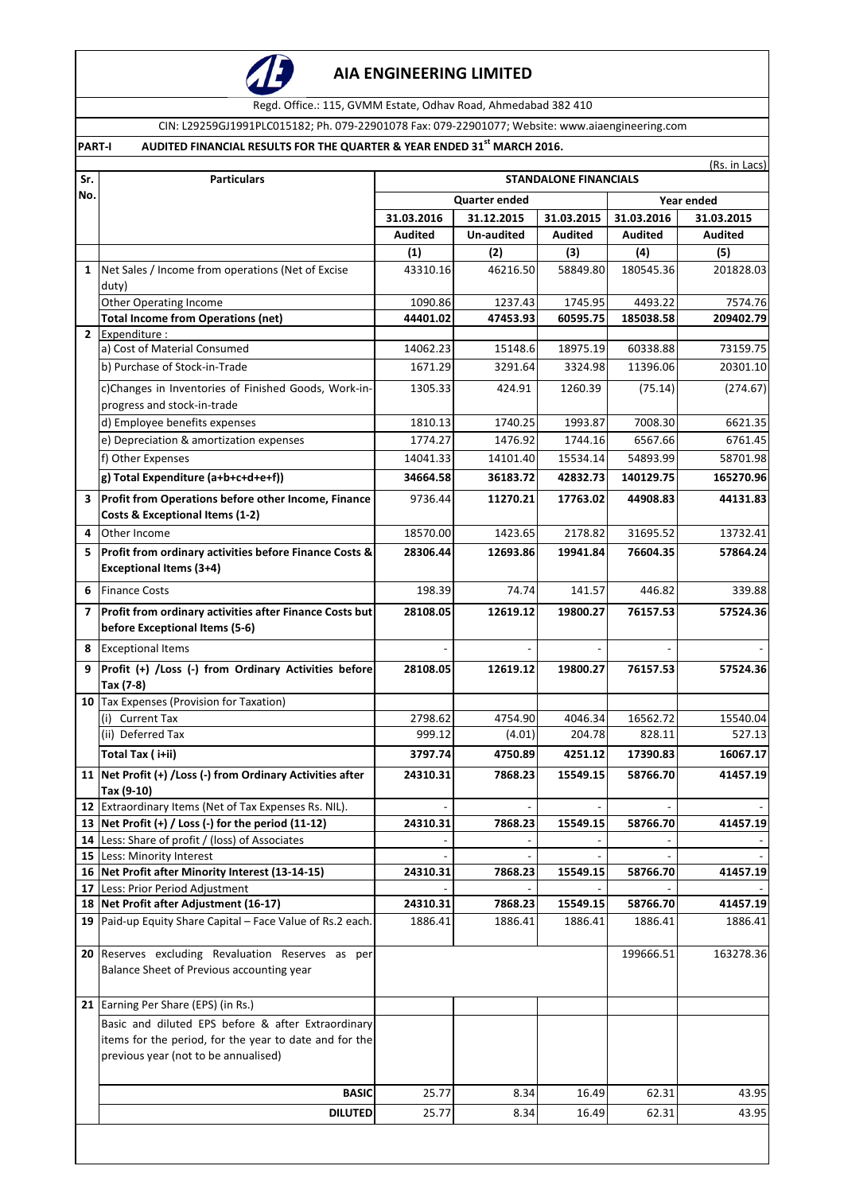# AIA ENGINEERING LIMITED

Regd. Office.: 115, GVMM Estate, Odhav Road, Ahmedabad 382 410

CIN: L29259GJ1991PLC015182; Ph. 079-22901078 Fax: 079-22901077; Website: www.aiaengineering.com

**PART-I AUDITED FINANCIAL RESULTS FOR THE QUARTER & YEAR ENDED 31st MARCH 2016.**

(Rs. in Lacs)

| Sr. No. | Particulars | STANDALONE FINANCIALS | | | | |
|---|---|---|---|---|---|---|
| | | Quarter ended | | | Year ended | |
| | | 31.03.2016 | 31.12.2015 | 31.03.2015 | 31.03.2016 | 31.03.2015 |
| | | Audited | Un-audited | Audited | Audited | Audited |
| | | (1) | (2) | (3) | (4) | (5) |
| 1 | Net Sales / Income from operations (Net of Excise duty) | 43310.16 | 46216.50 | 58849.80 | 180545.36 | 201828.03 |
| | Other Operating Income | 1090.86 | 1237.43 | 1745.95 | 4493.22 | 7574.76 |
| | **Total Income from Operations (net)** | **44401.02** | **47453.93** | **60595.75** | **185038.58** | **209402.79** |
| 2 | Expenditure : | | | | | |
| | a) Cost of Material Consumed | 14062.23 | 15148.6 | 18975.19 | 60338.88 | 73159.75 |
| | b) Purchase of Stock-in-Trade | 1671.29 | 3291.64 | 3324.98 | 11396.06 | 20301.10 |
| | c)Changes in Inventories of Finished Goods, Work-in-progress and stock-in-trade | 1305.33 | 424.91 | 1260.39 | (75.14) | (274.67) |
| | d) Employee benefits expenses | 1810.13 | 1740.25 | 1993.87 | 7008.30 | 6621.35 |
| | e) Depreciation & amortization expenses | 1774.27 | 1476.92 | 1744.16 | 6567.66 | 6761.45 |
| | f) Other Expenses | 14041.33 | 14101.40 | 15534.14 | 54893.99 | 58701.98 |
| | **g) Total Expenditure (a+b+c+d+e+f))** | **34664.58** | **36183.72** | **42832.73** | **140129.75** | **165270.96** |
| 3 | **Profit from Operations before other Income, Finance Costs & Exceptional Items (1-2)** | 9736.44 | **11270.21** | **17763.02** | **44908.83** | **44131.83** |
| 4 | Other Income | 18570.00 | 1423.65 | 2178.82 | 31695.52 | 13732.41 |
| 5 | **Profit from ordinary activities before Finance Costs & Exceptional Items (3+4)** | **28306.44** | **12693.86** | **19941.84** | **76604.35** | **57864.24** |
| 6 | Finance Costs | 198.39 | 74.74 | 141.57 | 446.82 | 339.88 |
| 7 | **Profit from ordinary activities after Finance Costs but before Exceptional Items (5-6)** | **28108.05** | **12619.12** | **19800.27** | **76157.53** | **57524.36** |
| 8 | Exceptional Items | - | - | - | - | - |
| 9 | **Profit (+) /Loss (-) from Ordinary Activities before Tax (7-8)** | **28108.05** | **12619.12** | **19800.27** | **76157.53** | **57524.36** |
| 10 | Tax Expenses (Provision for Taxation) | | | | | |
| | (i) Current Tax | 2798.62 | 4754.90 | 4046.34 | 16562.72 | 15540.04 |
| | (ii) Deferred Tax | 999.12 | (4.01) | 204.78 | 828.11 | 527.13 |
| | **Total Tax ( i+ii)** | **3797.74** | **4750.89** | **4251.12** | **17390.83** | **16067.17** |
| 11 | **Net Profit (+) /Loss (-) from Ordinary Activities after Tax (9-10)** | **24310.31** | **7868.23** | **15549.15** | **58766.70** | **41457.19** |
| 12 | Extraordinary Items (Net of Tax Expenses Rs. NIL). | - | - | - | - | - |
| 13 | **Net Profit (+) / Loss (-) for the period (11-12)** | **24310.31** | **7868.23** | **15549.15** | **58766.70** | **41457.19** |
| 14 | Less: Share of profit / (loss) of Associates | - | - | - | - | - |
| 15 | Less: Minority Interest | - | - | - | - | - |
| 16 | **Net Profit after Minority Interest (13-14-15)** | **24310.31** | **7868.23** | **15549.15** | **58766.70** | **41457.19** |
| 17 | Less: Prior Period Adjustment | - | - | - | - | - |
| 18 | **Net Profit after Adjustment (16-17)** | **24310.31** | **7868.23** | **15549.15** | **58766.70** | **41457.19** |
| 19 | Paid-up Equity Share Capital – Face Value of Rs.2 each. | 1886.41 | 1886.41 | 1886.41 | 1886.41 | 1886.41 |
| 20 | Reserves excluding Revaluation Reserves as per Balance Sheet of Previous accounting year | | | | 199666.51 | 163278.36 |
| 21 | Earning Per Share (EPS) (in Rs.) | | | | | |
| | Basic and diluted EPS before & after Extraordinary items for the period, for the year to date and for the previous year (not to be annualised) | | | | | |
| | **BASIC** | 25.77 | 8.34 | 16.49 | 62.31 | 43.95 |
| | **DILUTED** | 25.77 | 8.34 | 16.49 | 62.31 | 43.95 |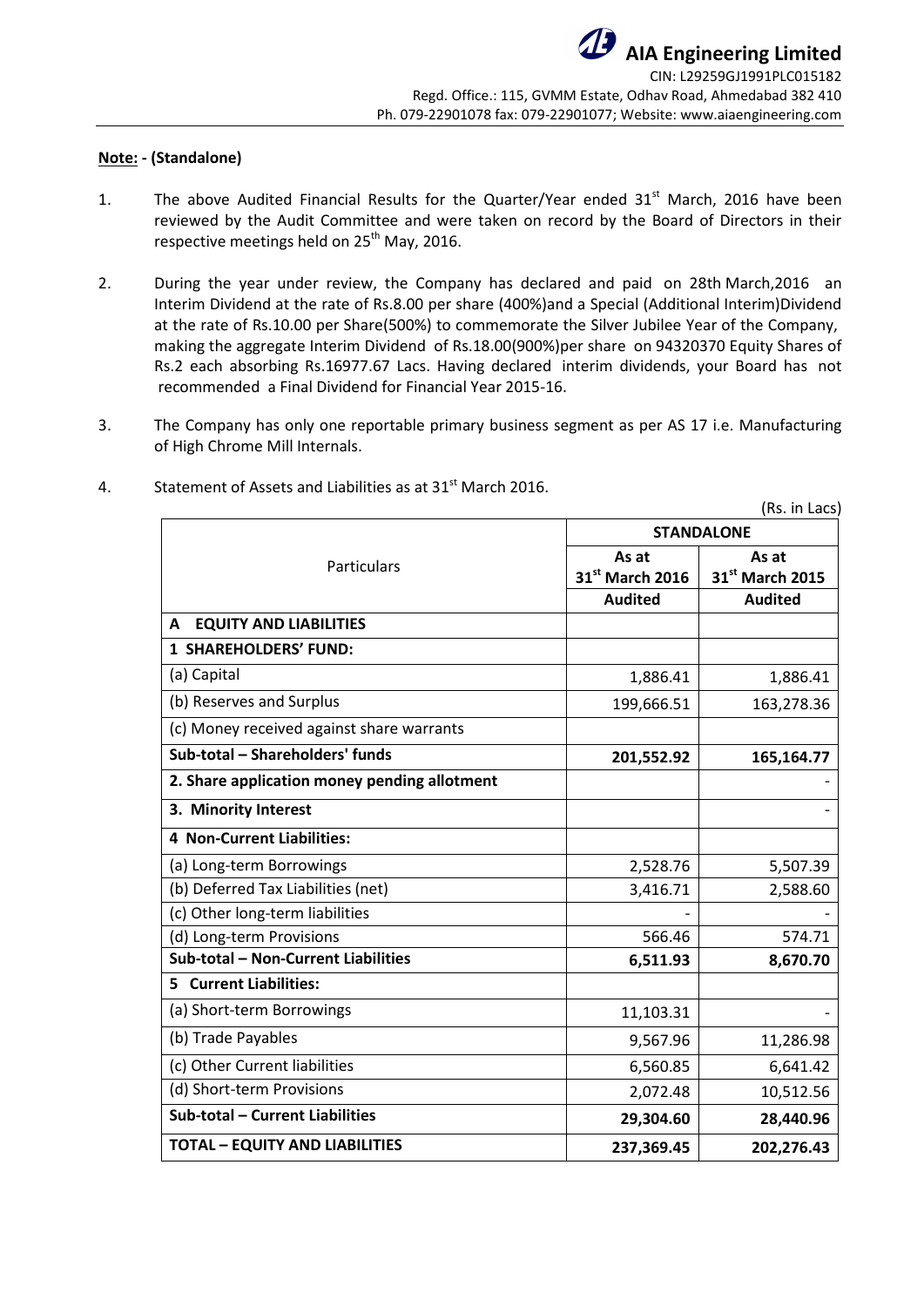**Note: - (Standalone)**

1. The above Audited Financial Results for the Quarter/Year ended 31st March, 2016 have been reviewed by the Audit Committee and were taken on record by the Board of Directors in their respective meetings held on 25th May, 2016.

2. During the year under review, the Company has declared and paid on 28th March,2016 an Interim Dividend at the rate of Rs.8.00 per share (400%)and a Special (Additional Interim)Dividend at the rate of Rs.10.00 per Share(500%) to commemorate the Silver Jubilee Year of the Company, making the aggregate Interim Dividend of Rs.18.00(900%)per share on 94320370 Equity Shares of Rs.2 each absorbing Rs.16977.67 Lacs. Having declared interim dividends, your Board has not recommended a Final Dividend for Financial Year 2015-16.

3. The Company has only one reportable primary business segment as per AS 17 i.e. Manufacturing of High Chrome Mill Internals.

4. Statement of Assets and Liabilities as at 31st March 2016.

(Rs. in Lacs)

| Particulars | STANDALONE | |
|---|---|---|
| | As at 31st March 2016 | As at 31st March 2015 |
| | **Audited** | **Audited** |
| **A EQUITY AND LIABILITIES** | | |
| **1 SHAREHOLDERS' FUND:** | | |
| (a) Capital | 1,886.41 | 1,886.41 |
| (b) Reserves and Surplus | 199,666.51 | 163,278.36 |
| (c) Money received against share warrants | | |
| **Sub-total – Shareholders' funds** | **201,552.92** | **165,164.77** |
| **2. Share application money pending allotment** | | - |
| **3. Minority Interest** | | - |
| **4 Non-Current Liabilities:** | | |
| (a) Long-term Borrowings | 2,528.76 | 5,507.39 |
| (b) Deferred Tax Liabilities (net) | 3,416.71 | 2,588.60 |
| (c) Other long-term liabilities | - | - |
| (d) Long-term Provisions | 566.46 | 574.71 |
| **Sub-total – Non-Current Liabilities** | **6,511.93** | **8,670.70** |
| **5 Current Liabilities:** | | |
| (a) Short-term Borrowings | 11,103.31 | - |
| (b) Trade Payables | 9,567.96 | 11,286.98 |
| (c) Other Current liabilities | 6,560.85 | 6,641.42 |
| (d) Short-term Provisions | 2,072.48 | 10,512.56 |
| **Sub-total – Current Liabilities** | **29,304.60** | **28,440.96** |
| **TOTAL – EQUITY AND LIABILITIES** | **237,369.45** | **202,276.43** |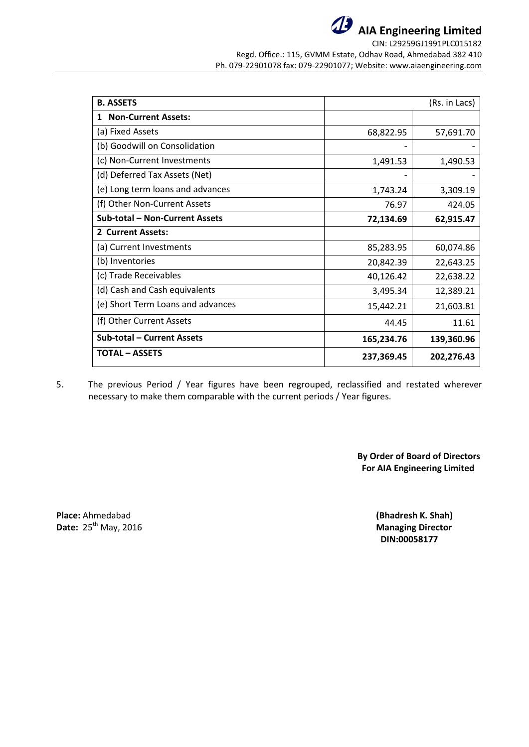| B. ASSETS | (Rs. in Lacs) | |
|---|---|---|
| **1 Non-Current Assets:** | | |
| (a) Fixed Assets | 68,822.95 | 57,691.70 |
| (b) Goodwill on Consolidation | - | - |
| (c) Non-Current Investments | 1,491.53 | 1,490.53 |
| (d) Deferred Tax Assets (Net) | - | - |
| (e) Long term loans and advances | 1,743.24 | 3,309.19 |
| (f) Other Non-Current Assets | 76.97 | 424.05 |
| **Sub-total – Non-Current Assets** | **72,134.69** | **62,915.47** |
| **2 Current Assets:** | | |
| (a) Current Investments | 85,283.95 | 60,074.86 |
| (b) Inventories | 20,842.39 | 22,643.25 |
| (c) Trade Receivables | 40,126.42 | 22,638.22 |
| (d) Cash and Cash equivalents | 3,495.34 | 12,389.21 |
| (e) Short Term Loans and advances | 15,442.21 | 21,603.81 |
| (f) Other Current Assets | 44.45 | 11.61 |
| **Sub-total – Current Assets** | **165,234.76** | **139,360.96** |
| **TOTAL – ASSETS** | **237,369.45** | **202,276.43** |

5. The previous Period / Year figures have been regrouped, reclassified and restated wherever necessary to make them comparable with the current periods / Year figures.

**By Order of Board of Directors**
**For AIA Engineering Limited**

**Place:** Ahmedabad
**Date:** 25th May, 2016

**(Bhadresh K. Shah)**
**Managing Director**
**DIN:00058177**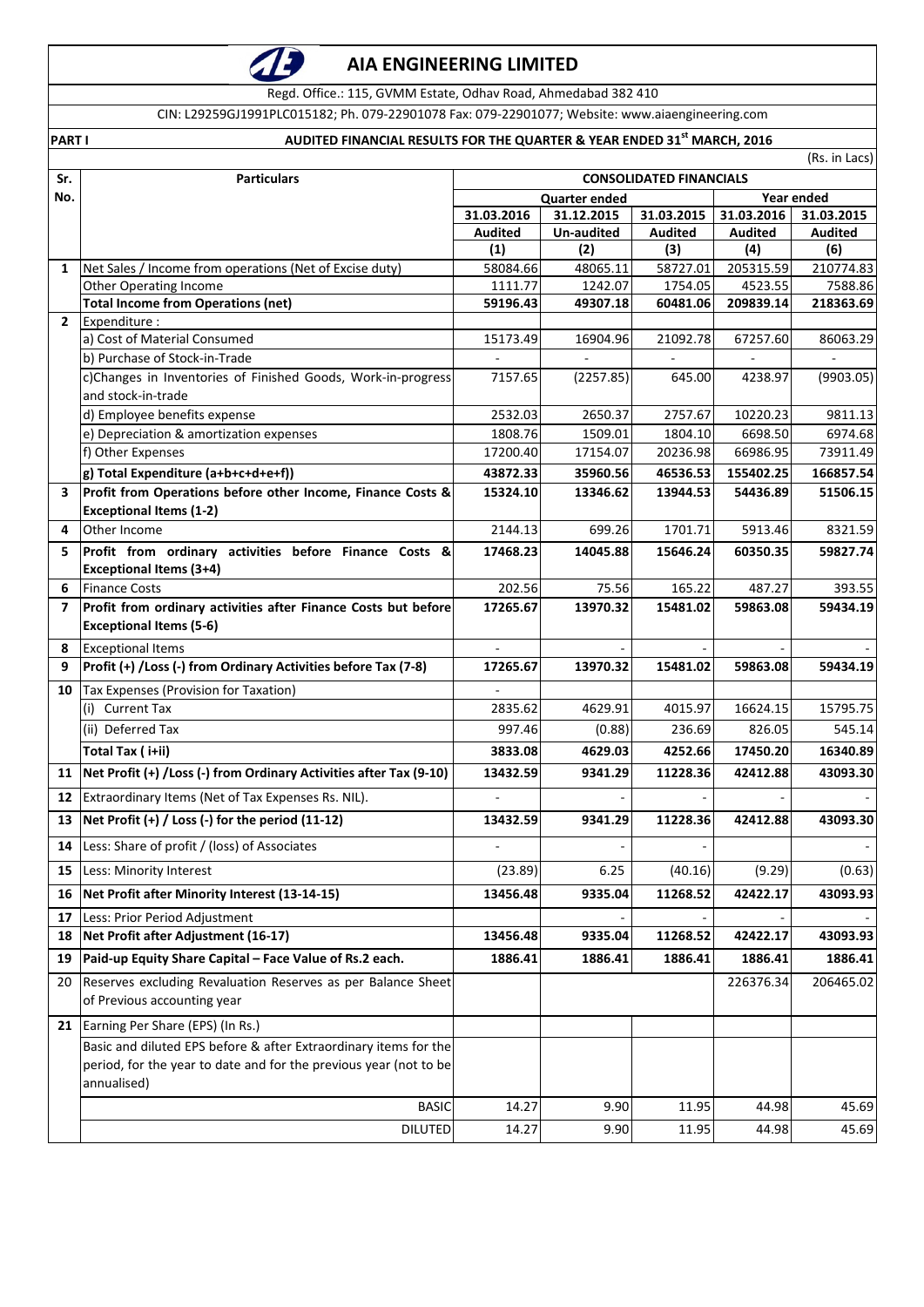# AIA ENGINEERING LIMITED

Regd. Office.: 115, GVMM Estate, Odhav Road, Ahmedabad 382 410

CIN: L29259GJ1991PLC015182; Ph. 079-22901078 Fax: 079-22901077; Website: www.aiaengineering.com

**PART I** **AUDITED FINANCIAL RESULTS FOR THE QUARTER & YEAR ENDED 31st MARCH, 2016**

(Rs. in Lacs)

| Sr. No. | Particulars | CONSOLIDATED FINANCIALS | | | | |
|---|---|---|---|---|---|---|
| | | Quarter ended | | | Year ended | |
| | | 31.03.2016 | 31.12.2015 | 31.03.2015 | 31.03.2016 | 31.03.2015 |
| | | Audited | Un-audited | Audited | Audited | Audited |
| | | (1) | (2) | (3) | (4) | (6) |
| 1 | Net Sales / Income from operations (Net of Excise duty) | 58084.66 | 48065.11 | 58727.01 | 205315.59 | 210774.83 |
| | Other Operating Income | 1111.77 | 1242.07 | 1754.05 | 4523.55 | 7588.86 |
| | **Total Income from Operations (net)** | **59196.43** | **49307.18** | **60481.06** | **209839.14** | **218363.69** |
| 2 | Expenditure : | | | | | |
| | a) Cost of Material Consumed | 15173.49 | 16904.96 | 21092.78 | 67257.60 | 86063.29 |
| | b) Purchase of Stock-in-Trade | - | - | - | - | - |
| | c)Changes in Inventories of Finished Goods, Work-in-progress and stock-in-trade | 7157.65 | (2257.85) | 645.00 | 4238.97 | (9903.05) |
| | d) Employee benefits expense | 2532.03 | 2650.37 | 2757.67 | 10220.23 | 9811.13 |
| | e) Depreciation & amortization expenses | 1808.76 | 1509.01 | 1804.10 | 6698.50 | 6974.68 |
| | f) Other Expenses | 17200.40 | 17154.07 | 20236.98 | 66986.95 | 73911.49 |
| | **g) Total Expenditure (a+b+c+d+e+f))** | **43872.33** | **35960.56** | **46536.53** | **155402.25** | **166857.54** |
| 3 | **Profit from Operations before other Income, Finance Costs & Exceptional Items (1-2)** | **15324.10** | **13346.62** | **13944.53** | **54436.89** | **51506.15** |
| 4 | Other Income | 2144.13 | 699.26 | 1701.71 | 5913.46 | 8321.59 |
| 5 | **Profit from ordinary activities before Finance Costs & Exceptional Items (3+4)** | **17468.23** | **14045.88** | **15646.24** | **60350.35** | **59827.74** |
| 6 | Finance Costs | 202.56 | 75.56 | 165.22 | 487.27 | 393.55 |
| 7 | **Profit from ordinary activities after Finance Costs but before Exceptional Items (5-6)** | **17265.67** | **13970.32** | **15481.02** | **59863.08** | **59434.19** |
| 8 | Exceptional Items | - | - | - | - | - |
| 9 | **Profit (+) /Loss (-) from Ordinary Activities before Tax (7-8)** | **17265.67** | **13970.32** | **15481.02** | **59863.08** | **59434.19** |
| 10 | Tax Expenses (Provision for Taxation) | - | | | | |
| | (i) Current Tax | 2835.62 | 4629.91 | 4015.97 | 16624.15 | 15795.75 |
| | (ii) Deferred Tax | 997.46 | (0.88) | 236.69 | 826.05 | 545.14 |
| | **Total Tax ( i+ii)** | **3833.08** | **4629.03** | **4252.66** | **17450.20** | **16340.89** |
| 11 | **Net Profit (+) /Loss (-) from Ordinary Activities after Tax (9-10)** | **13432.59** | **9341.29** | **11228.36** | **42412.88** | **43093.30** |
| 12 | Extraordinary Items (Net of Tax Expenses Rs. NIL). | - | - | - | - | - |
| 13 | **Net Profit (+) / Loss (-) for the period (11-12)** | **13432.59** | **9341.29** | **11228.36** | **42412.88** | **43093.30** |
| 14 | Less: Share of profit / (loss) of Associates | - | - | - | | - |
| 15 | Less: Minority Interest | (23.89) | 6.25 | (40.16) | (9.29) | (0.63) |
| 16 | **Net Profit after Minority Interest (13-14-15)** | **13456.48** | **9335.04** | **11268.52** | **42422.17** | **43093.93** |
| 17 | Less: Prior Period Adjustment | | - | - | - | - |
| 18 | **Net Profit after Adjustment (16-17)** | **13456.48** | **9335.04** | **11268.52** | **42422.17** | **43093.93** |
| 19 | **Paid-up Equity Share Capital – Face Value of Rs.2 each.** | **1886.41** | **1886.41** | **1886.41** | **1886.41** | **1886.41** |
| 20 | Reserves excluding Revaluation Reserves as per Balance Sheet of Previous accounting year | | | | 226376.34 | 206465.02 |
| 21 | Earning Per Share (EPS) (In Rs.) | | | | | |
| | Basic and diluted EPS before & after Extraordinary items for the period, for the year to date and for the previous year (not to be annualised) | | | | | |
| | BASIC | 14.27 | 9.90 | 11.95 | 44.98 | 45.69 |
| | DILUTED | 14.27 | 9.90 | 11.95 | 44.98 | 45.69 |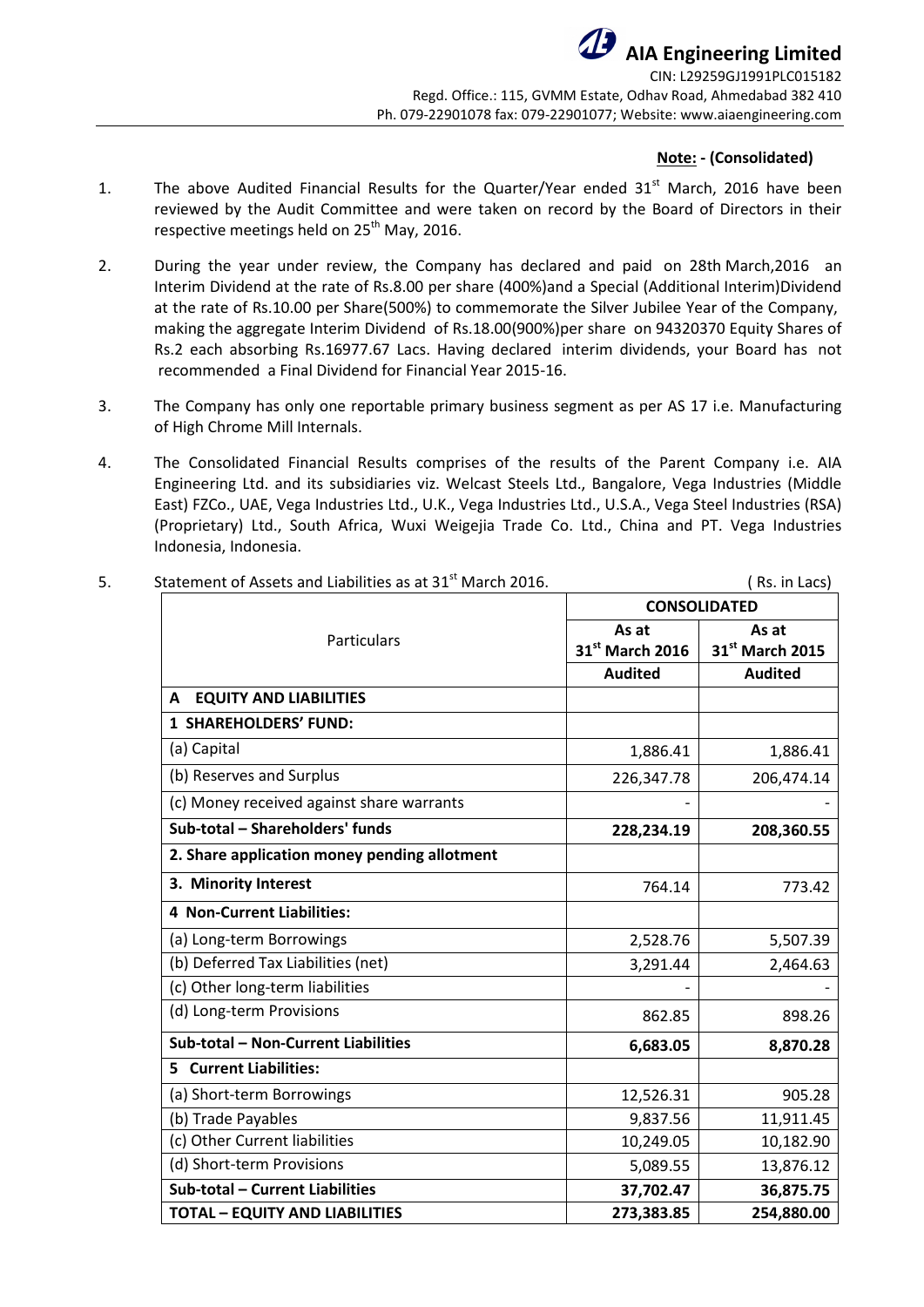# AIA Engineering Limited

CIN: L29259GJ1991PLC015182
Regd. Office.: 115, GVMM Estate, Odhav Road, Ahmedabad 382 410
Ph. 079-22901078 fax: 079-22901077; Website: www.aiaengineering.com

**Note: - (Consolidated)**

1. The above Audited Financial Results for the Quarter/Year ended 31st March, 2016 have been reviewed by the Audit Committee and were taken on record by the Board of Directors in their respective meetings held on 25th May, 2016.

2. During the year under review, the Company has declared and paid on 28th March,2016 an Interim Dividend at the rate of Rs.8.00 per share (400%)and a Special (Additional Interim)Dividend at the rate of Rs.10.00 per Share(500%) to commemorate the Silver Jubilee Year of the Company, making the aggregate Interim Dividend of Rs.18.00(900%)per share on 94320370 Equity Shares of Rs.2 each absorbing Rs.16977.67 Lacs. Having declared interim dividends, your Board has not recommended a Final Dividend for Financial Year 2015-16.

3. The Company has only one reportable primary business segment as per AS 17 i.e. Manufacturing of High Chrome Mill Internals.

4. The Consolidated Financial Results comprises of the results of the Parent Company i.e. AIA Engineering Ltd. and its subsidiaries viz. Welcast Steels Ltd., Bangalore, Vega Industries (Middle East) FZCo., UAE, Vega Industries Ltd., U.K., Vega Industries Ltd., U.S.A., Vega Steel Industries (RSA) (Proprietary) Ltd., South Africa, Wuxi Weigejia Trade Co. Ltd., China and PT. Vega Industries Indonesia, Indonesia.

5. Statement of Assets and Liabilities as at 31st March 2016. ( Rs. in Lacs)

| Particulars | CONSOLIDATED | |
|---|---|---|
| | As at 31st March 2016 | As at 31st March 2015 |
| | **Audited** | **Audited** |
| **A EQUITY AND LIABILITIES** | | |
| **1 SHAREHOLDERS' FUND:** | | |
| (a) Capital | 1,886.41 | 1,886.41 |
| (b) Reserves and Surplus | 226,347.78 | 206,474.14 |
| (c) Money received against share warrants | - | - |
| **Sub-total – Shareholders' funds** | **228,234.19** | **208,360.55** |
| **2. Share application money pending allotment** | | |
| **3. Minority Interest** | 764.14 | 773.42 |
| **4 Non-Current Liabilities:** | | |
| (a) Long-term Borrowings | 2,528.76 | 5,507.39 |
| (b) Deferred Tax Liabilities (net) | 3,291.44 | 2,464.63 |
| (c) Other long-term liabilities | - | - |
| (d) Long-term Provisions | 862.85 | 898.26 |
| **Sub-total – Non-Current Liabilities** | **6,683.05** | **8,870.28** |
| **5 Current Liabilities:** | | |
| (a) Short-term Borrowings | 12,526.31 | 905.28 |
| (b) Trade Payables | 9,837.56 | 11,911.45 |
| (c) Other Current liabilities | 10,249.05 | 10,182.90 |
| (d) Short-term Provisions | 5,089.55 | 13,876.12 |
| **Sub-total – Current Liabilities** | **37,702.47** | **36,875.75** |
| **TOTAL – EQUITY AND LIABILITIES** | **273,383.85** | **254,880.00** |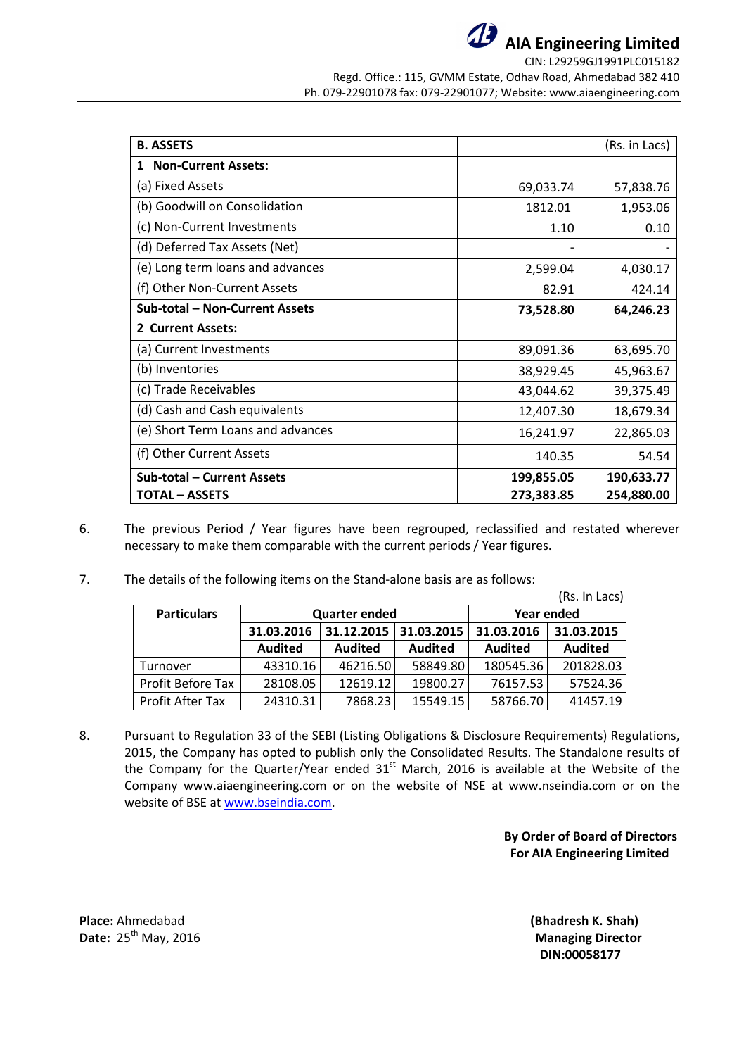| B. ASSETS | | (Rs. in Lacs) |
|---|---|---|
| **1 Non-Current Assets:** | | |
| (a) Fixed Assets | 69,033.74 | 57,838.76 |
| (b) Goodwill on Consolidation | 1812.01 | 1,953.06 |
| (c) Non-Current Investments | 1.10 | 0.10 |
| (d) Deferred Tax Assets (Net) | - | - |
| (e) Long term loans and advances | 2,599.04 | 4,030.17 |
| (f) Other Non-Current Assets | 82.91 | 424.14 |
| **Sub-total – Non-Current Assets** | **73,528.80** | **64,246.23** |
| **2 Current Assets:** | | |
| (a) Current Investments | 89,091.36 | 63,695.70 |
| (b) Inventories | 38,929.45 | 45,963.67 |
| (c) Trade Receivables | 43,044.62 | 39,375.49 |
| (d) Cash and Cash equivalents | 12,407.30 | 18,679.34 |
| (e) Short Term Loans and advances | 16,241.97 | 22,865.03 |
| (f) Other Current Assets | 140.35 | 54.54 |
| **Sub-total – Current Assets** | **199,855.05** | **190,633.77** |
| **TOTAL – ASSETS** | **273,383.85** | **254,880.00** |

6. The previous Period / Year figures have been regrouped, reclassified and restated wherever necessary to make them comparable with the current periods / Year figures.

7. The details of the following items on the Stand-alone basis are as follows:

(Rs. In Lacs)

| Particulars | Quarter ended | | | Year ended | |
|---|---|---|---|---|---|
| | 31.03.2016 | 31.12.2015 | 31.03.2015 | 31.03.2016 | 31.03.2015 |
| | Audited | Audited | Audited | Audited | Audited |
| Turnover | 43310.16 | 46216.50 | 58849.80 | 180545.36 | 201828.03 |
| Profit Before Tax | 28108.05 | 12619.12 | 19800.27 | 76157.53 | 57524.36 |
| Profit After Tax | 24310.31 | 7868.23 | 15549.15 | 58766.70 | 41457.19 |

8. Pursuant to Regulation 33 of the SEBI (Listing Obligations & Disclosure Requirements) Regulations, 2015, the Company has opted to publish only the Consolidated Results. The Standalone results of the Company for the Quarter/Year ended 31st March, 2016 is available at the Website of the Company www.aiaengineering.com or on the website of NSE at www.nseindia.com or on the website of BSE at www.bseindia.com.

**By Order of Board of Directors**
**For AIA Engineering Limited**

**Place:** Ahmedabad
**Date:** 25th May, 2016

**(Bhadresh K. Shah)**
**Managing Director**
**DIN:00058177**